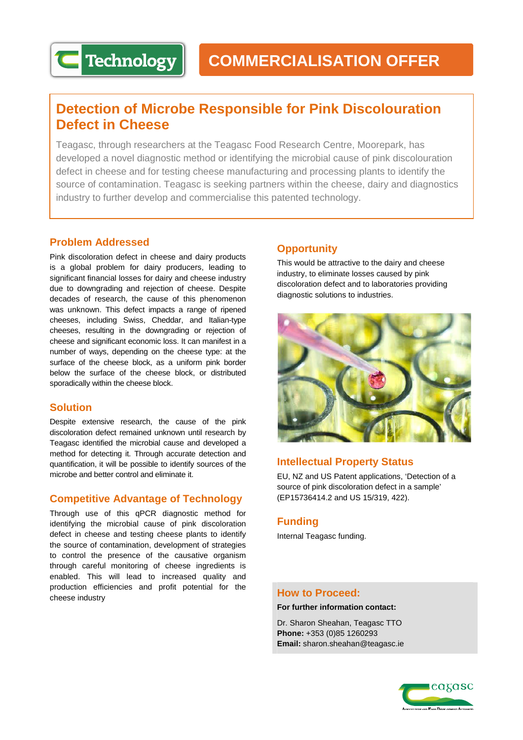Technology

# COMMERCIALISATION OFFER

## Detection of Microbe Responsible for Pink Discolouration Defect in Cheese

Teagasc, through researchers at the Teagasc Food Research Centre, Moorepark, has developed a novel diagnostic method or identifying the microbial cause of pink discolouration defect in cheese and for testing cheese manufacturing and processing plants to identify the source of contamination. Teagasc is seeking partners within the cheese, dairy and diagnostics industry to further develop and commercialise this patented technology.

### Problem Addressed

Pink discoloration defect in cheese and dairy products is a global problem for dairy producers, leading to significant financial losses for dairy and cheese industry due to downgrading and rejection of cheese. Despite decades of research, the cause of this phenomenon was unknown. This defect impacts a range of ripened cheeses, including Swiss, Cheddar, and Italian-type cheeses, resulting in the downgrading or rejection of cheese and significant economic loss. It can manifest in a number of ways, depending on the cheese type: at the surface of the cheese block, as a uniform pink border below the surface of the cheese block, or distributed sporadically within the cheese block.

### Solution

Despite extensive research, the cause of the pink discoloration defect remained unknown until research by Teagasc identified the microbial cause and developed a method for detecting it. Through accurate detection and quantification, it will be possible to identify sources of the microbe and better control and eliminate it.

### Competitive Advantage of Technology

Through use of this qPCR diagnostic method for identifying the microbial cause of pink discoloration defect in cheese and testing cheese plants to identify the source of contamination, development of strategies to control the presence of the causative organism through careful monitoring of cheese ingredients is enabled. This will lead to increased quality and production efficiencies and profit potential for the cheese industry

### Opportunity

This would be attractive to the dairy and cheese industry, to eliminate losses caused by pink discoloration defect and to laboratories providing diagnostic solutions to industries.

### Intellectual Property Status

EU, NZ and US Patent applications, 'Detection of a source of pink discoloration defect in a sample' (EP15736414.2 and US 15/319, 422).

### Funding

Internal Teagasc funding.

### How to Proceed:

**For further information contact:**

Dr. Sharon Sheahan, Teagasc TTO
**Phone:** +353 (0)85 1260293
**Email:** sharon.sheahan@teagasc.ie